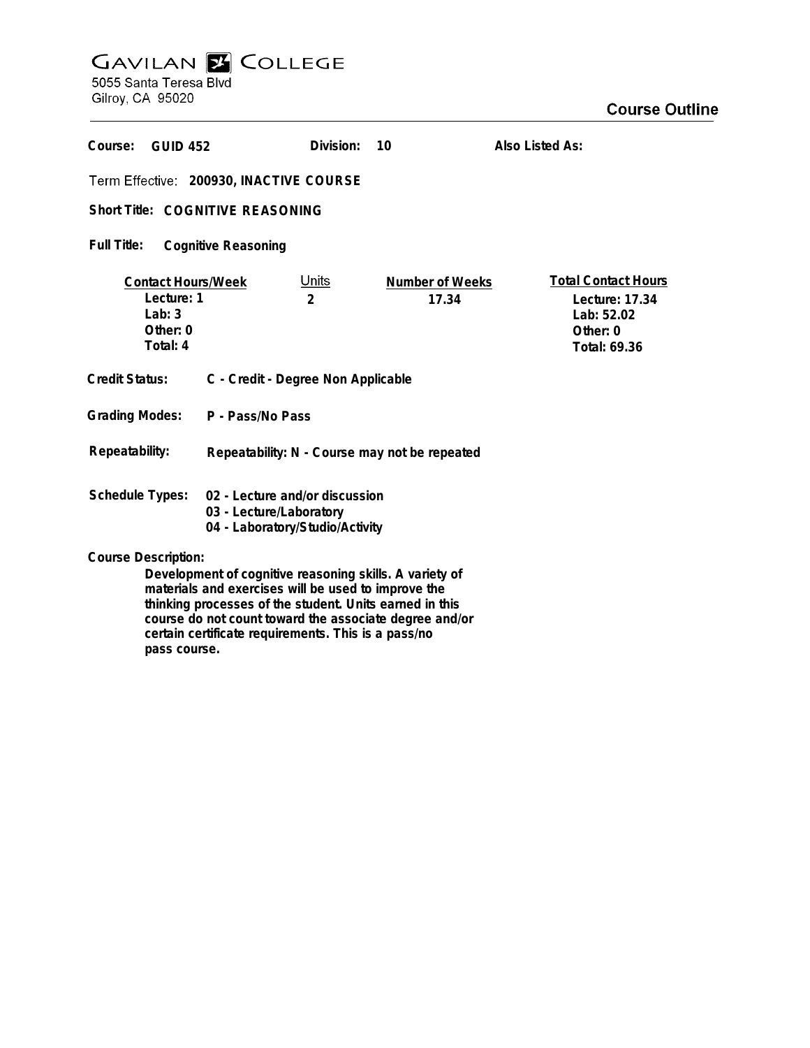# GAVILAN COLLEGE

5055 Santa Teresa Blvd
Gilroy, CA 95020

## Course Outline

**Course:** GUID 452 **Division:** 10 **Also Listed As:**

**Term Effective:** 200930, INACTIVE COURSE

**Short Title:** COGNITIVE REASONING

**Full Title:** Cognitive Reasoning

| Contact Hours/Week | Units | Number of Weeks | Total Contact Hours |
| --- | --- | --- | --- |
| Lecture: 1 | 2 | 17.34 | Lecture: 17.34 |
| Lab: 3 | | | Lab: 52.02 |
| Other: 0 | | | Other: 0 |
| Total: 4 | | | Total: 69.36 |

**Credit Status:** C - Credit - Degree Non Applicable

**Grading Modes:** P - Pass/No Pass

**Repeatability:** Repeatability: N - Course may not be repeated

**Schedule Types:**
- 02 - Lecture and/or discussion
- 03 - Lecture/Laboratory
- 04 - Laboratory/Studio/Activity

**Course Description:**

Development of cognitive reasoning skills. A variety of materials and exercises will be used to improve the thinking processes of the student. Units earned in this course do not count toward the associate degree and/or certain certificate requirements. This is a pass/no pass course.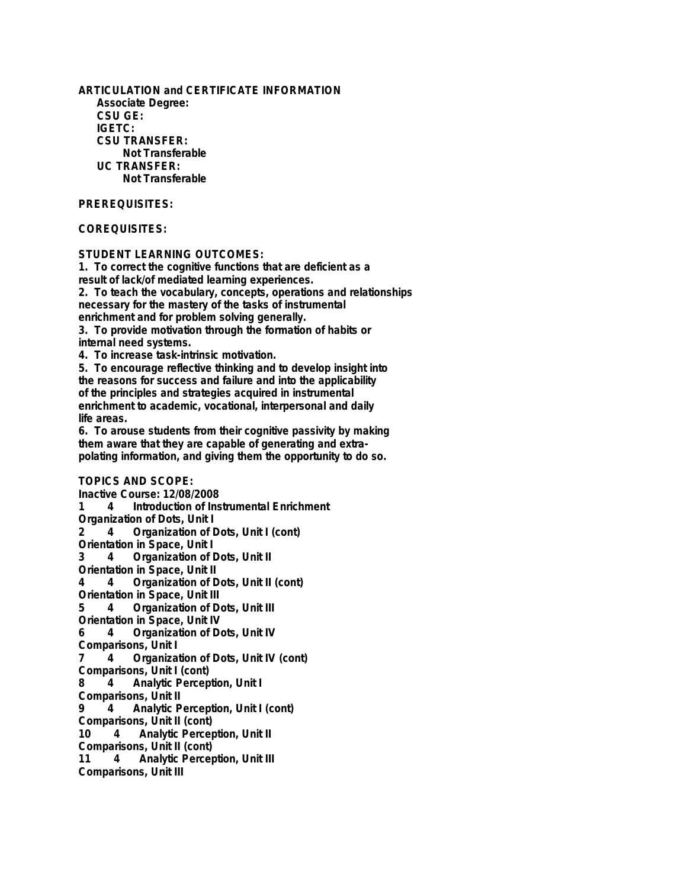**ARTICULATION and CERTIFICATE INFORMATION**

**Associate Degree:**

**CSU GE:**

**IGETC:**

**CSU TRANSFER:**

Not Transferable

**UC TRANSFER:**

Not Transferable

**PREREQUISITES:**

**COREQUISITES:**

**STUDENT LEARNING OUTCOMES:**

1. To correct the cognitive functions that are deficient as a result of lack/of mediated learning experiences.
2. To teach the vocabulary, concepts, operations and relationships necessary for the mastery of the tasks of instrumental enrichment and for problem solving generally.
3. To provide motivation through the formation of habits or internal need systems.
4. To increase task-intrinsic motivation.
5. To encourage reflective thinking and to develop insight into the reasons for success and failure and into the applicability of the principles and strategies acquired in instrumental enrichment to academic, vocational, interpersonal and daily life areas.
6. To arouse students from their cognitive passivity by making them aware that they are capable of generating and extrapolating information, and giving them the opportunity to do so.

**TOPICS AND SCOPE:**

Inactive Course: 12/08/2008

1 4 Introduction of Instrumental Enrichment
Organization of Dots, Unit I

2 4 Organization of Dots, Unit I (cont)
Orientation in Space, Unit I

3 4 Organization of Dots, Unit II
Orientation in Space, Unit II

4 4 Organization of Dots, Unit II (cont)
Orientation in Space, Unit III

5 4 Organization of Dots, Unit III
Orientation in Space, Unit IV

6 4 Organization of Dots, Unit IV
Comparisons, Unit I

7 4 Organization of Dots, Unit IV (cont)
Comparisons, Unit I (cont)

8 4 Analytic Perception, Unit I
Comparisons, Unit II

9 4 Analytic Perception, Unit I (cont)
Comparisons, Unit II (cont)

10 4 Analytic Perception, Unit II
Comparisons, Unit II (cont)

11 4 Analytic Perception, Unit III
Comparisons, Unit III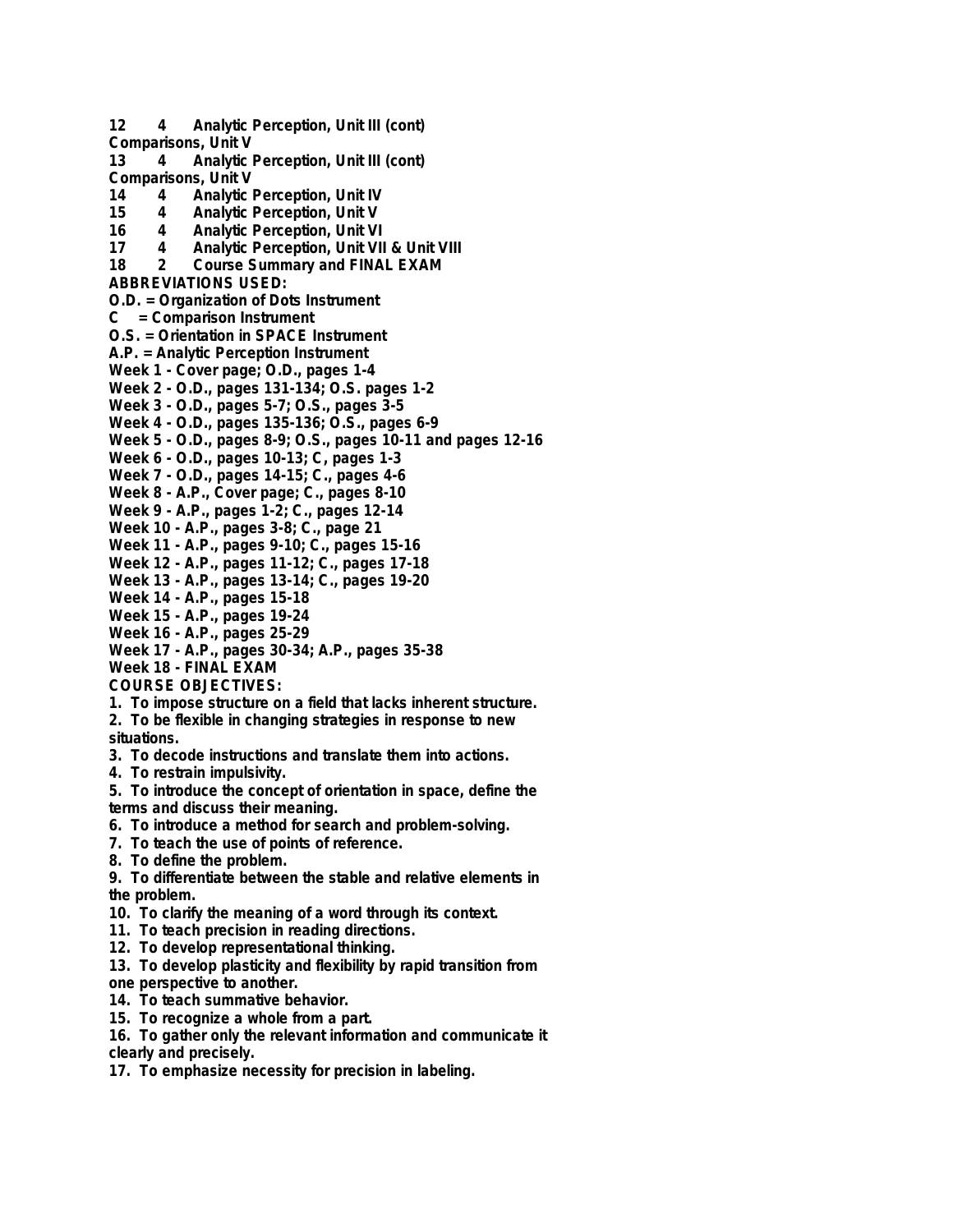12 4 Analytic Perception, Unit III (cont)
Comparisons, Unit V
13 4 Analytic Perception, Unit III (cont)
Comparisons, Unit V
14 4 Analytic Perception, Unit IV
15 4 Analytic Perception, Unit V
16 4 Analytic Perception, Unit VI
17 4 Analytic Perception, Unit VII & Unit VIII
18 2 Course Summary and FINAL EXAM

**ABBREVIATIONS USED:**

O.D. = Organization of Dots Instrument
C = Comparison Instrument
O.S. = Orientation in SPACE Instrument
A.P. = Analytic Perception Instrument

Week 1 - Cover page; O.D., pages 1-4
Week 2 - O.D., pages 131-134; O.S. pages 1-2
Week 3 - O.D., pages 5-7; O.S., pages 3-5
Week 4 - O.D., pages 135-136; O.S., pages 6-9
Week 5 - O.D., pages 8-9; O.S., pages 10-11 and pages 12-16
Week 6 - O.D., pages 10-13; C, pages 1-3
Week 7 - O.D., pages 14-15; C., pages 4-6
Week 8 - A.P., Cover page; C., pages 8-10
Week 9 - A.P., pages 1-2; C., pages 12-14
Week 10 - A.P., pages 3-8; C., page 21
Week 11 - A.P., pages 9-10; C., pages 15-16
Week 12 - A.P., pages 11-12; C., pages 17-18
Week 13 - A.P., pages 13-14; C., pages 19-20
Week 14 - A.P., pages 15-18
Week 15 - A.P., pages 19-24
Week 16 - A.P., pages 25-29
Week 17 - A.P., pages 30-34; A.P., pages 35-38
Week 18 - FINAL EXAM

**COURSE OBJECTIVES:**

1. To impose structure on a field that lacks inherent structure.
2. To be flexible in changing strategies in response to new situations.
3. To decode instructions and translate them into actions.
4. To restrain impulsivity.
5. To introduce the concept of orientation in space, define the terms and discuss their meaning.
6. To introduce a method for search and problem-solving.
7. To teach the use of points of reference.
8. To define the problem.
9. To differentiate between the stable and relative elements in the problem.
10. To clarify the meaning of a word through its context.
11. To teach precision in reading directions.
12. To develop representational thinking.
13. To develop plasticity and flexibility by rapid transition from one perspective to another.
14. To teach summative behavior.
15. To recognize a whole from a part.
16. To gather only the relevant information and communicate it clearly and precisely.
17. To emphasize necessity for precision in labeling.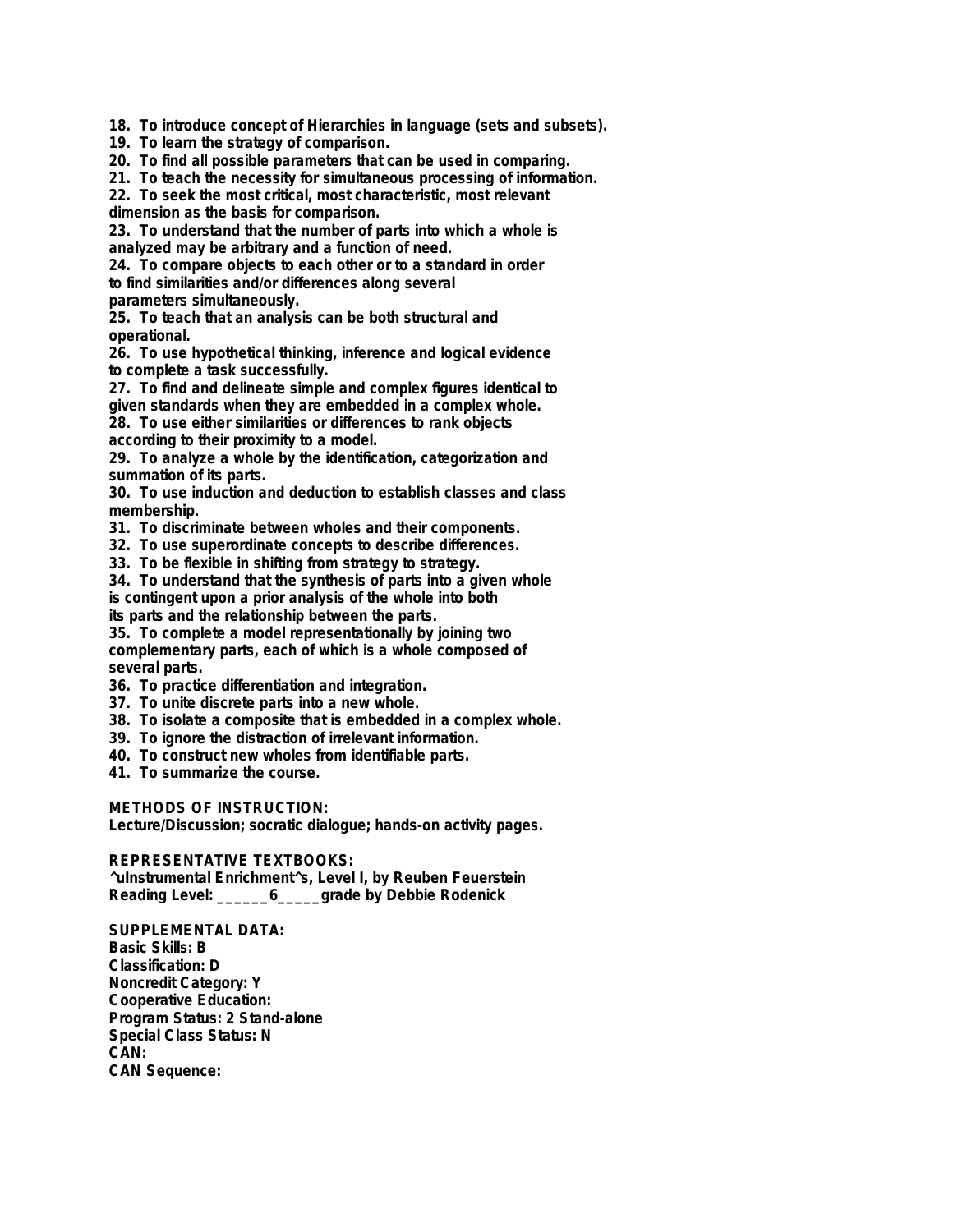18. To introduce concept of Hierarchies in language (sets and subsets).
19. To learn the strategy of comparison.
20. To find all possible parameters that can be used in comparing.
21. To teach the necessity for simultaneous processing of information.
22. To seek the most critical, most characteristic, most relevant dimension as the basis for comparison.
23. To understand that the number of parts into which a whole is analyzed may be arbitrary and a function of need.
24. To compare objects to each other or to a standard in order to find similarities and/or differences along several parameters simultaneously.
25. To teach that an analysis can be both structural and operational.
26. To use hypothetical thinking, inference and logical evidence to complete a task successfully.
27. To find and delineate simple and complex figures identical to given standards when they are embedded in a complex whole.
28. To use either similarities or differences to rank objects according to their proximity to a model.
29. To analyze a whole by the identification, categorization and summation of its parts.
30. To use induction and deduction to establish classes and class membership.
31. To discriminate between wholes and their components.
32. To use superordinate concepts to describe differences.
33. To be flexible in shifting from strategy to strategy.
34. To understand that the synthesis of parts into a given whole is contingent upon a prior analysis of the whole into both its parts and the relationship between the parts.
35. To complete a model representationally by joining two complementary parts, each of which is a whole composed of several parts.
36. To practice differentiation and integration.
37. To unite discrete parts into a new whole.
38. To isolate a composite that is embedded in a complex whole.
39. To ignore the distraction of irrelevant information.
40. To construct new wholes from identifiable parts.
41. To summarize the course.

**METHODS OF INSTRUCTION:**
Lecture/Discussion; socratic dialogue; hands-on activity pages.

**REPRESENTATIVE TEXTBOOKS:**
^uInstrumental Enrichment^s, Level I, by Reuben Feuerstein
Reading Level: ______6_____grade by Debbie Rodenick

**SUPPLEMENTAL DATA:**
Basic Skills: B
Classification: D
Noncredit Category: Y
Cooperative Education:
Program Status: 2 Stand-alone
Special Class Status: N
CAN:
CAN Sequence: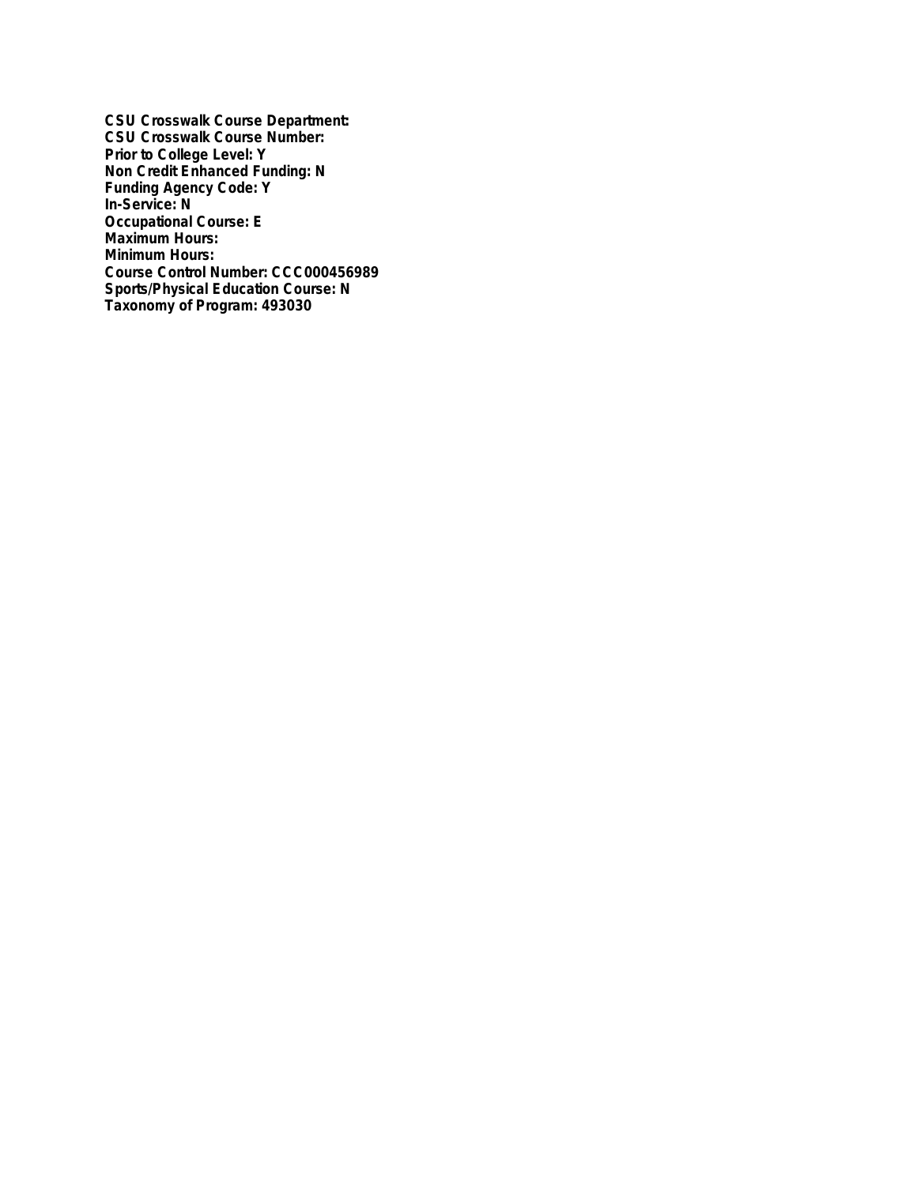**CSU Crosswalk Course Department:**
**CSU Crosswalk Course Number:**
**Prior to College Level: Y**
**Non Credit Enhanced Funding: N**
**Funding Agency Code: Y**
**In-Service: N**
**Occupational Course: E**
**Maximum Hours:**
**Minimum Hours:**
**Course Control Number: CCC000456989**
**Sports/Physical Education Course: N**
**Taxonomy of Program: 493030**